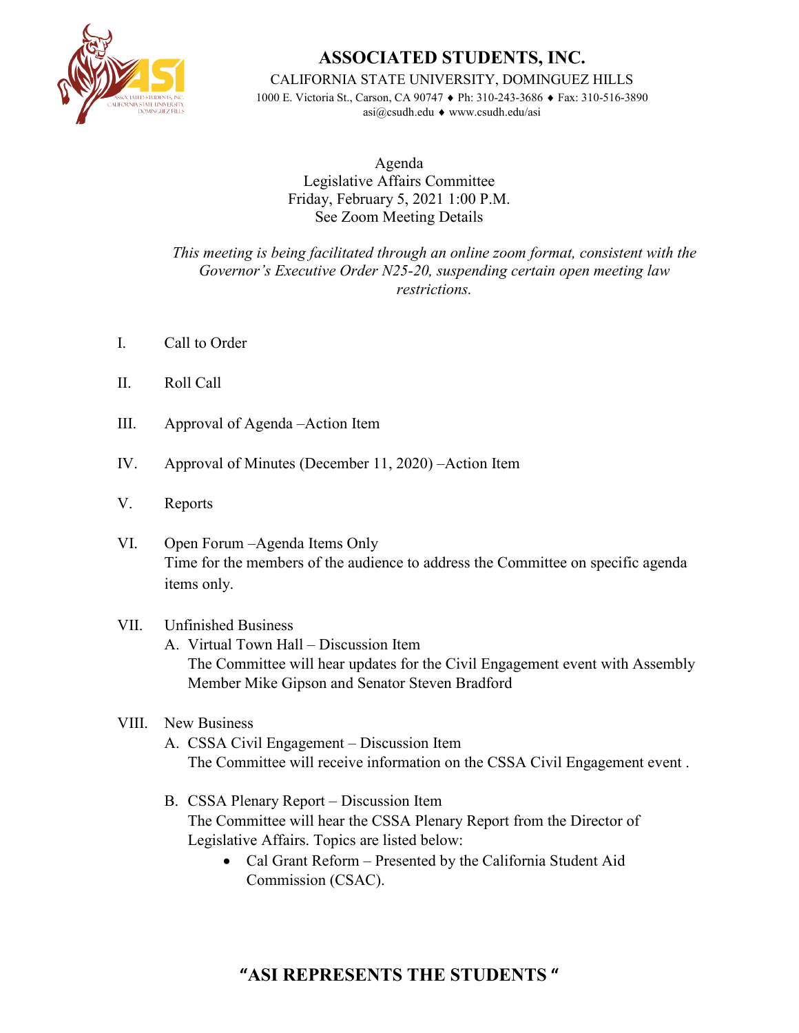# ASSOCIATED STUDENTS, INC.

CALIFORNIA STATE UNIVERSITY, DOMINGUEZ HILLS
1000 E. Victoria St., Carson, CA 90747 ♦ Ph: 310-243-3686 ♦ Fax: 310-516-3890
asi@csudh.edu ♦ www.csudh.edu/asi

Agenda
Legislative Affairs Committee
Friday, February 5, 2021 1:00 P.M.
See Zoom Meeting Details

*This meeting is being facilitated through an online zoom format, consistent with the Governor's Executive Order N25-20, suspending certain open meeting law restrictions.*

I. Call to Order

II. Roll Call

III. Approval of Agenda –Action Item

IV. Approval of Minutes (December 11, 2020) –Action Item

V. Reports

VI. Open Forum –Agenda Items Only
Time for the members of the audience to address the Committee on specific agenda items only.

VII. Unfinished Business
   A. Virtual Town Hall – Discussion Item
   The Committee will hear updates for the Civil Engagement event with Assembly Member Mike Gipson and Senator Steven Bradford

VIII. New Business
   A. CSSA Civil Engagement – Discussion Item
   The Committee will receive information on the CSSA Civil Engagement event .

   B. CSSA Plenary Report – Discussion Item
   The Committee will hear the CSSA Plenary Report from the Director of Legislative Affairs. Topics are listed below:
   - Cal Grant Reform – Presented by the California Student Aid Commission (CSAC).

**"ASI REPRESENTS THE STUDENTS "**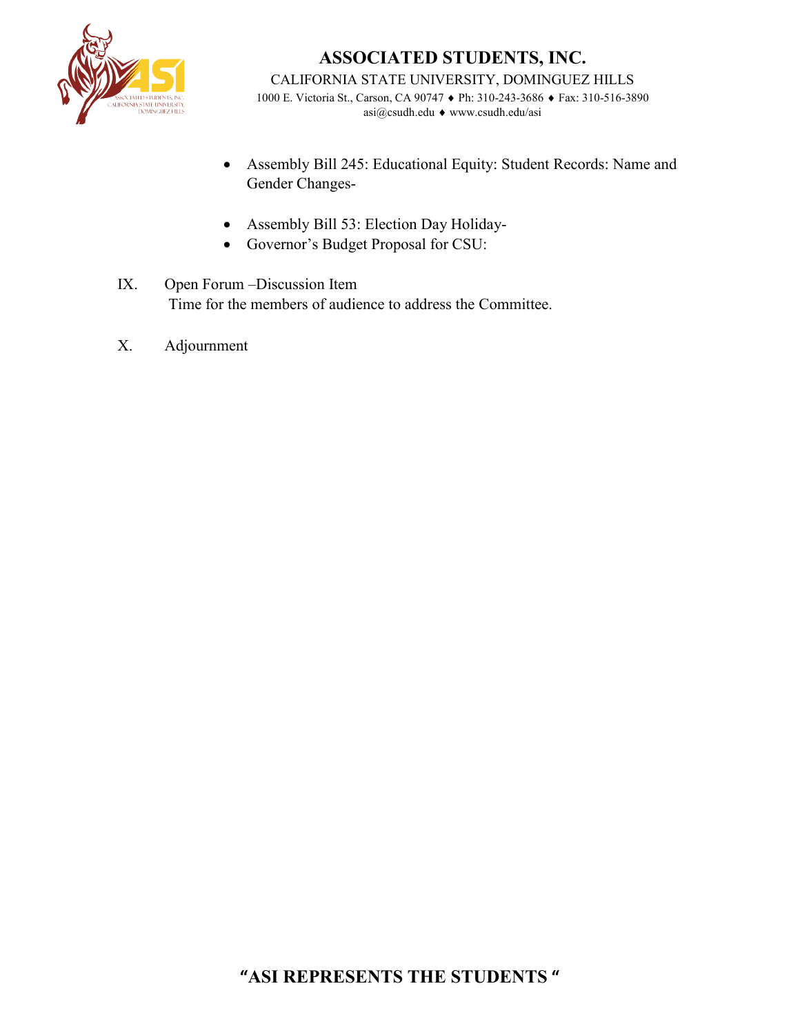- Assembly Bill 245: Educational Equity: Student Records: Name and Gender Changes-

- Assembly Bill 53: Election Day Holiday-
- Governor's Budget Proposal for CSU:

IX. Open Forum –Discussion Item
Time for the members of audience to address the Committee.

X. Adjournment